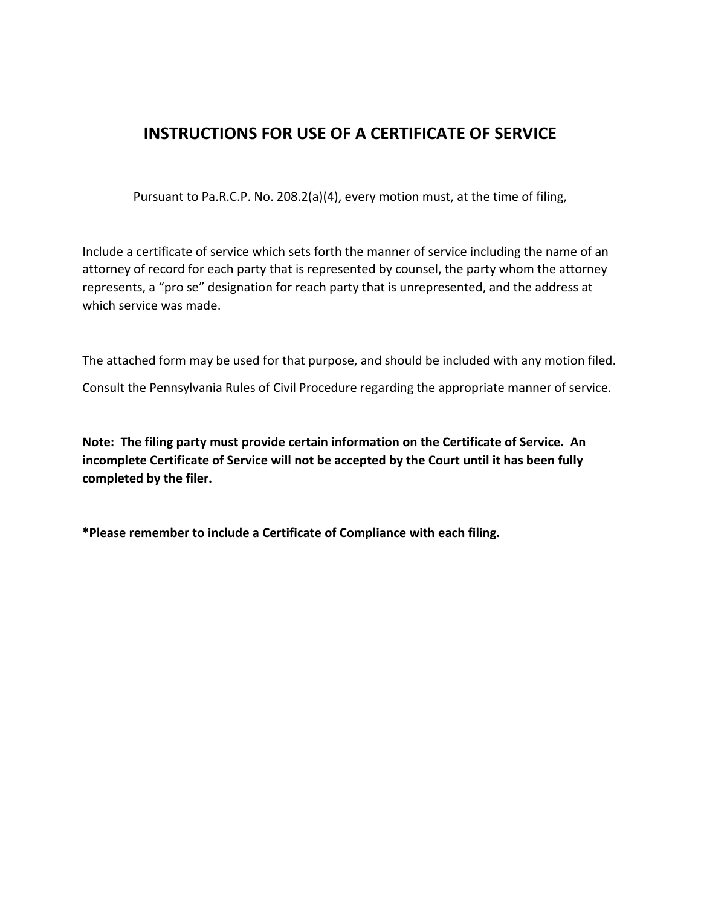# INSTRUCTIONS FOR USE OF A CERTIFICATE OF SERVICE

Pursuant to Pa.R.C.P. No. 208.2(a)(4), every motion must, at the time of filing,

Include a certificate of service which sets forth the manner of service including the name of an attorney of record for each party that is represented by counsel, the party whom the attorney represents, a "pro se" designation for reach party that is unrepresented, and the address at which service was made.

The attached form may be used for that purpose, and should be included with any motion filed.

Consult the Pennsylvania Rules of Civil Procedure regarding the appropriate manner of service.

**Note: The filing party must provide certain information on the Certificate of Service. An incomplete Certificate of Service will not be accepted by the Court until it has been fully completed by the filer.**

***Please remember to include a Certificate of Compliance with each filing.**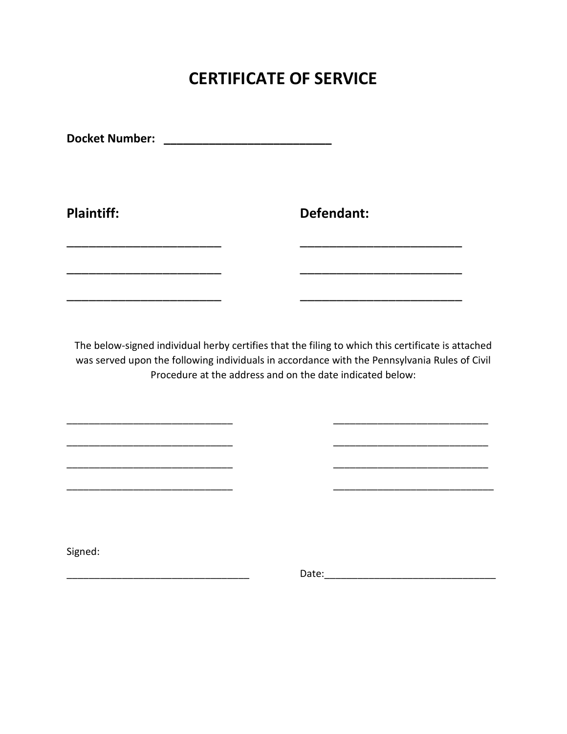# CERTIFICATE OF SERVICE

**Docket Number:** ___________________________

**Plaintiff:**

___________________________

___________________________

___________________________

**Defendant:**

___________________________

___________________________

___________________________

The below-signed individual herby certifies that the filing to which this certificate is attached was served upon the following individuals in accordance with the Pennsylvania Rules of Civil Procedure at the address and on the date indicated below:

______________________________ ______________________________

______________________________ ______________________________

______________________________ ______________________________

______________________________ ______________________________

Signed:

__________________________________ Date:______________________________